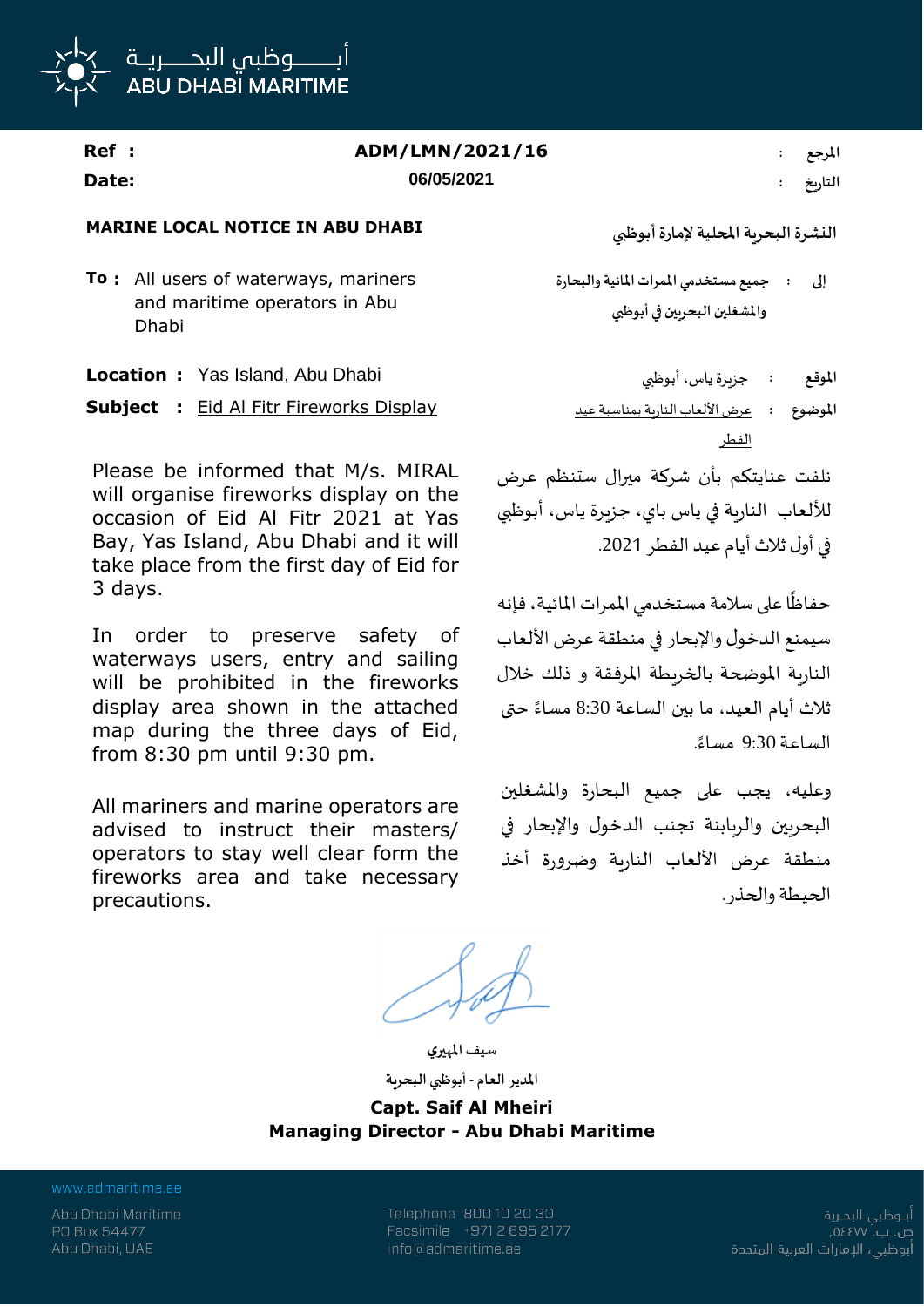أبــــوظبي البحـــريـة
ABU DHABI MARITIME

**Ref :** ADM/LMN/2021/16 : المرجع

**Date:** 06/05/2021 : التاريخ

**MARINE LOCAL NOTICE IN ABU DHABI**

**النشرة البحرية المحلية لإمارة أبوظبي**

**To :** All users of waterways, mariners and maritime operators in Abu Dhabi

إلى : جميع مستخدمي الممرات المائية والبحارة والمشغلين البحريين في أبوظبي

**Location :** Yas Island, Abu Dhabi

الموقع : جزيرة ياس، أبوظبي

**Subject :** Eid Al Fitr Fireworks Display

الموضوع : عرض الألعاب النارية بمناسبة عيد الفطر

Please be informed that M/s. MIRAL will organise fireworks display on the occasion of Eid Al Fitr 2021 at Yas Bay, Yas Island, Abu Dhabi and it will take place from the first day of Eid for 3 days.

In order to preserve safety of waterways users, entry and sailing will be prohibited in the fireworks display area shown in the attached map during the three days of Eid, from 8:30 pm until 9:30 pm.

All mariners and marine operators are advised to instruct their masters/ operators to stay well clear form the fireworks area and take necessary precautions.

نلفت عنايتكم بأن شركة ميرال ستنظم عرض للألعاب النارية في ياس باي، جزيرة ياس، أبوظبي في أول ثلاث أيام عيد الفطر 2021.

حفاظاً على سلامة مستخدمي الممرات المائية، فإنه سيمنع الدخول والإبحار في منطقة عرض الألعاب النارية الموضحة بالخريطة المرفقة و ذلك خلال ثلاث أيام العيد، ما بين الساعة 8:30 مساءً حتى الساعة 9:30 مساءً.

وعليه، يجب على جميع البحارة والمشغلين البحريين والربابنة تجنب الدخول والإبحار في منطقة عرض الألعاب النارية وضرورة أخذ الحيطة والحذر.

سيف المهيري

المدير العام - أبوظبي البحرية

**Capt. Saif Al Mheiri**

**Managing Director - Abu Dhabi Maritime**

www.admaritime.ae

Abu Dhabi Maritime
PO Box 54477
Abu Dhabi, UAE

Telephone 800 10 20 30
Facsimile +971 2 695 2177
info@admaritime.ae

أبوظبي البحرية
ص. ب. ٥٤٤٧٧
أبوظبي، الإمارات العربية المتحدة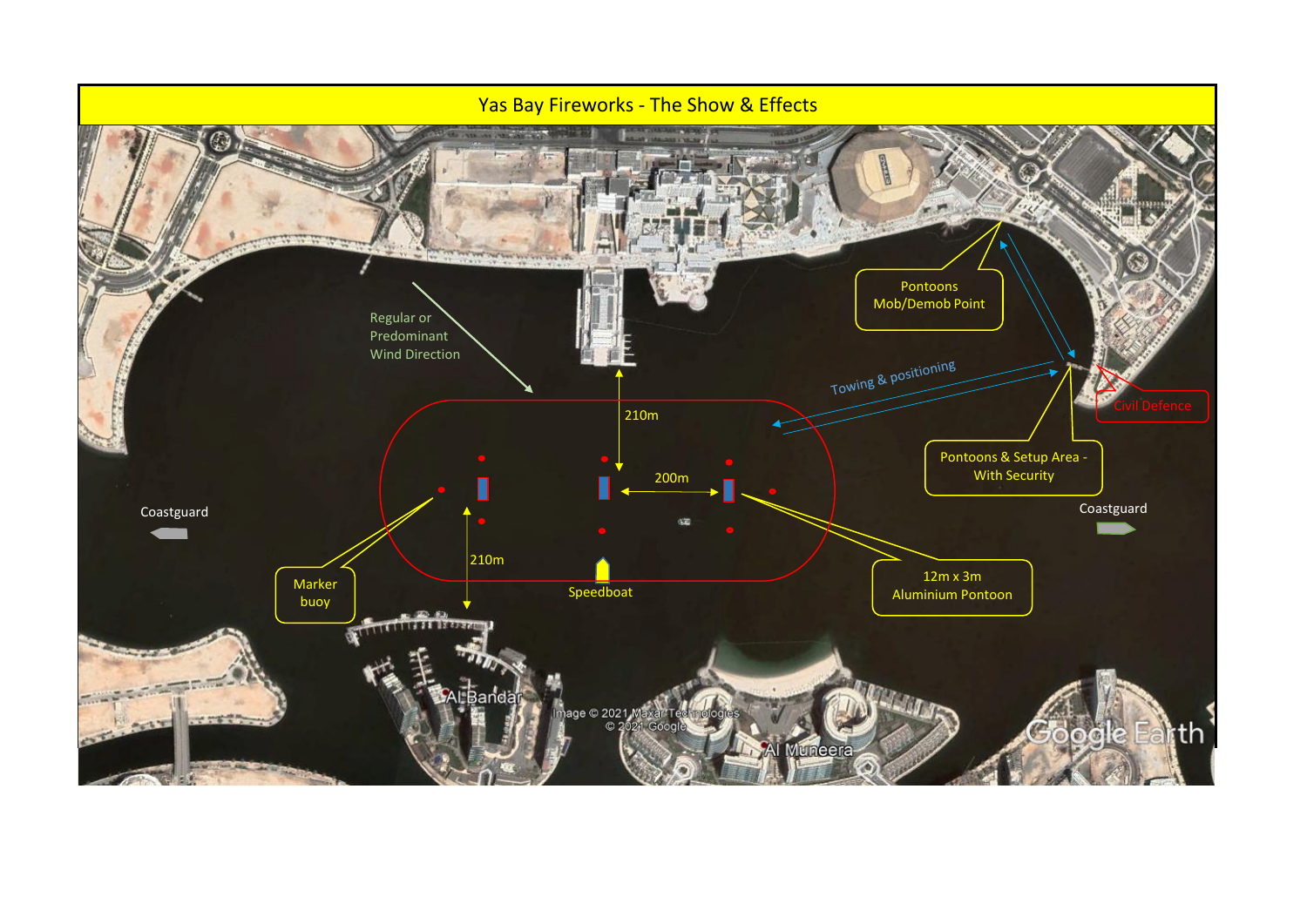# Yas Bay Fireworks - The Show & Effects

Pontoons Mob/Demob Point

Regular or Predominant Wind Direction

Towing & positioning

Civil Defence

210m

200m

Pontoons & Setup Area - With Security

Coastguard

Coastguard

Marker buoy

210m

Speedboat

12m x 3m Aluminium Pontoon

Al Bandar

Image © 2021 Maxar Technologies
© 2021 Google

Al Muneera

Google Earth